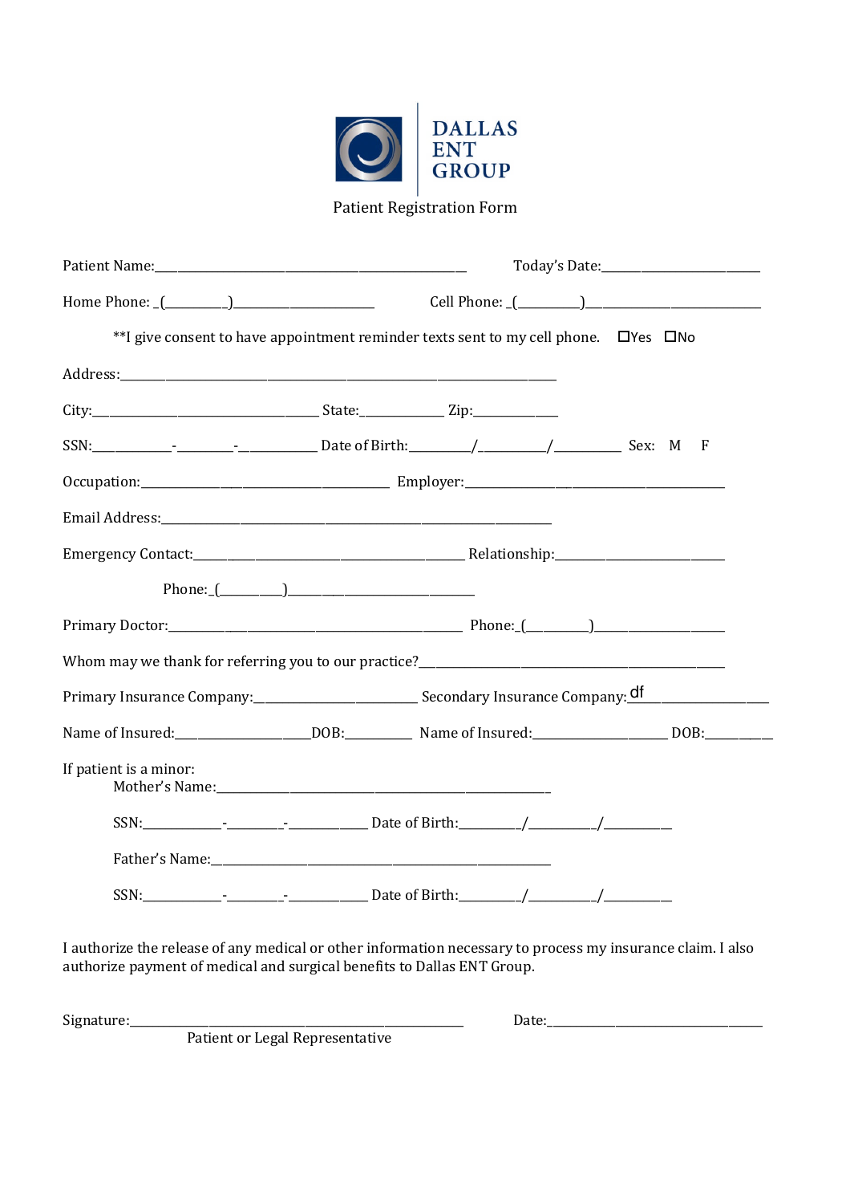# DALLAS ENT GROUP

Patient Registration Form

Patient Name:_______________________________________________ Today's Date:________________________

Home Phone: _(_________)______________________ Cell Phone: _(_________)__________________________

**I give consent to have appointment reminder texts sent to my cell phone. ☐Yes ☐No

Address:____________________________________________________________________

City:_________________________________ State:_____________ Zip:_____________

SSN:____________-_________-____________ Date of Birth:_________/__________/__________ Sex: M F

Occupation:______________________________________ Employer:__________________________________________

Email Address:____________________________________________________________

Emergency Contact:_______________________________________ Relationship:__________________________

Phone:_(_________)_____________________________

Primary Doctor:______________________________________________ Phone:_(_________)__________________

Whom may we thank for referring you to our practice?______________________________________________

Primary Insurance Company:_________________________ Secondary Insurance Company: df________________

Name of Insured:____________________DOB:__________ Name of Insured:____________________ DOB:__________

If patient is a minor:

Mother's Name:___________________________________________________

SSN:____________-_________-____________ Date of Birth:_________/__________/__________

Father's Name:___________________________________________________

SSN:____________-_________-____________ Date of Birth:_________/__________/__________

I authorize the release of any medical or other information necessary to process my insurance claim. I also authorize payment of medical and surgical benefits to Dallas ENT Group.

Signature:___________________________________________________ Date:__________________________________

Patient or Legal Representative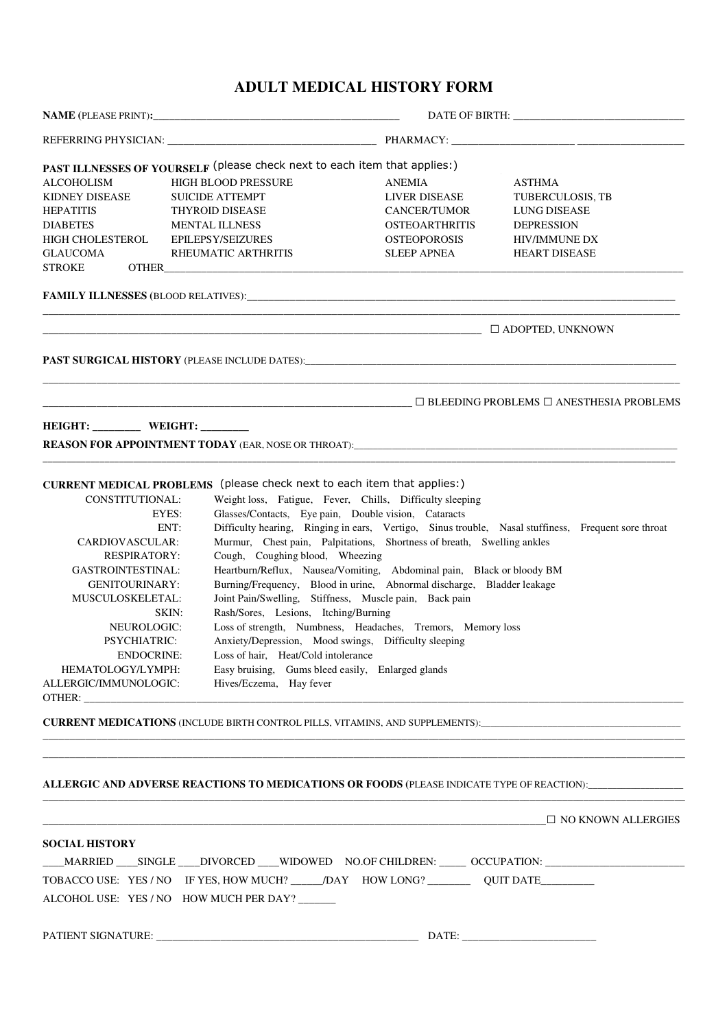# ADULT MEDICAL HISTORY FORM

**NAME** (PLEASE PRINT)**:**_____________________________________________ DATE OF BIRTH: _______________________________

REFERRING PHYSICIAN: ____________________________________ PHARMACY: ______________________ ___________________

**PAST ILLNESSES OF YOURSELF** (please check next to each item that applies:)

| | | | |
|---|---|---|---|
| ALCOHOLISM | HIGH BLOOD PRESSURE | ANEMIA | ASTHMA |
| KIDNEY DISEASE | SUICIDE ATTEMPT | LIVER DISEASE | TUBERCULOSIS, TB |
| HEPATITIS | THYROID DISEASE | CANCER/TUMOR | LUNG DISEASE |
| DIABETES | MENTAL ILLNESS | OSTEOARTHRITIS | DEPRESSION |
| HIGH CHOLESTEROL | EPILEPSY/SEIZURES | OSTEOPOROSIS | HIV/IMMUNE DX |
| GLAUCOMA | RHEUMATIC ARTHRITIS | SLEEP APNEA | HEART DISEASE |

STROKE OTHER_______________________________________________________________________________________________

**FAMILY ILLNESSES** (BLOOD RELATIVES):__________________________________________________________________________

_______________________________________________________________________________________________________

_______________________________________________________________________________ ☐ ADOPTED, UNKNOWN

**PAST SURGICAL HISTORY** (PLEASE INCLUDE DATES):_________________________________________________________________

_______________________________________________________________________________________________________

_____________________________________________________________________ ☐ BLEEDING PROBLEMS ☐ ANESTHESIA PROBLEMS

**HEIGHT: ________ WEIGHT: ________**

**REASON FOR APPOINTMENT TODAY** (EAR, NOSE OR THROAT):________________________________________________________

_______________________________________________________________________________________________________

**CURRENT MEDICAL PROBLEMS** (please check next to each item that applies:)

| | |
|---|---|
| CONSTITUTIONAL: | Weight loss, Fatigue, Fever, Chills, Difficulty sleeping |
| EYES: | Glasses/Contacts, Eye pain, Double vision, Cataracts |
| ENT: | Difficulty hearing, Ringing in ears, Vertigo, Sinus trouble, Nasal stuffiness, Frequent sore throat |
| CARDIOVASCULAR: | Murmur, Chest pain, Palpitations, Shortness of breath, Swelling ankles |
| RESPIRATORY: | Cough, Coughing blood, Wheezing |
| GASTROINTESTINAL: | Heartburn/Reflux, Nausea/Vomiting, Abdominal pain, Black or bloody BM |
| GENITOURINARY: | Burning/Frequency, Blood in urine, Abnormal discharge, Bladder leakage |
| MUSCULOSKELETAL: | Joint Pain/Swelling, Stiffness, Muscle pain, Back pain |
| SKIN: | Rash/Sores, Lesions, Itching/Burning |
| NEUROLOGIC: | Loss of strength, Numbness, Headaches, Tremors, Memory loss |
| PSYCHIATRIC: | Anxiety/Depression, Mood swings, Difficulty sleeping |
| ENDOCRINE: | Loss of hair, Heat/Cold intolerance |
| HEMATOLOGY/LYMPH: | Easy bruising, Gums bleed easily, Enlarged glands |
| ALLERGIC/IMMUNOLOGIC: | Hives/Eczema, Hay fever |

OTHER: _________________________________________________________________________________________________

**CURRENT MEDICATIONS** (INCLUDE BIRTH CONTROL PILLS, VITAMINS, AND SUPPLEMENTS):______________________________________

_______________________________________________________________________________________________________

_______________________________________________________________________________________________________

**ALLERGIC AND ADVERSE REACTIONS TO MEDICATIONS OR FOODS (**PLEASE INDICATE TYPE OF REACTION):__________________

_______________________________________________________________________________________________________

_____________________________________________________________________________________ ☐ NO KNOWN ALLERGIES

**SOCIAL HISTORY**

____MARRIED ____SINGLE ____DIVORCED ____WIDOWED NO.OF CHILDREN: _____ OCCUPATION: _________________________

TOBACCO USE: YES / NO IF YES, HOW MUCH? ______/DAY HOW LONG? ________ QUIT DATE_________

ALCOHOL USE: YES / NO HOW MUCH PER DAY? _______

PATIENT SIGNATURE: _________________________________________________ DATE: ________________________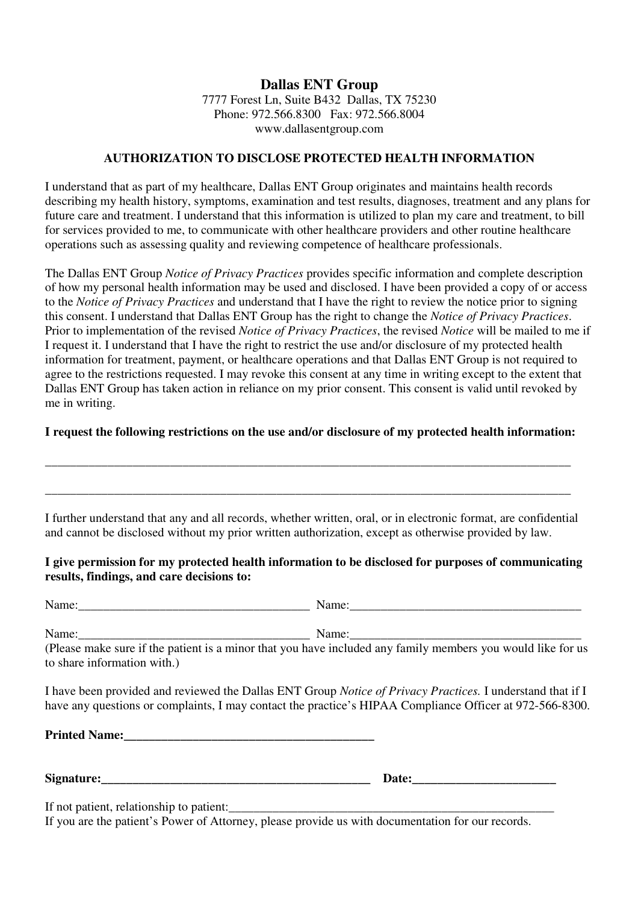# Dallas ENT Group

7777 Forest Ln, Suite B432 Dallas, TX 75230
Phone: 972.566.8300 Fax: 972.566.8004
www.dallasentgroup.com

## AUTHORIZATION TO DISCLOSE PROTECTED HEALTH INFORMATION

I understand that as part of my healthcare, Dallas ENT Group originates and maintains health records describing my health history, symptoms, examination and test results, diagnoses, treatment and any plans for future care and treatment. I understand that this information is utilized to plan my care and treatment, to bill for services provided to me, to communicate with other healthcare providers and other routine healthcare operations such as assessing quality and reviewing competence of healthcare professionals.

The Dallas ENT Group *Notice of Privacy Practices* provides specific information and complete description of how my personal health information may be used and disclosed. I have been provided a copy of or access to the *Notice of Privacy Practices* and understand that I have the right to review the notice prior to signing this consent. I understand that Dallas ENT Group has the right to change the *Notice of Privacy Practices*. Prior to implementation of the revised *Notice of Privacy Practices*, the revised *Notice* will be mailed to me if I request it. I understand that I have the right to restrict the use and/or disclosure of my protected health information for treatment, payment, or healthcare operations and that Dallas ENT Group is not required to agree to the restrictions requested. I may revoke this consent at any time in writing except to the extent that Dallas ENT Group has taken action in reliance on my prior consent. This consent is valid until revoked by me in writing.

**I request the following restrictions on the use and/or disclosure of my protected health information:**

______________________________________________________________________________________

______________________________________________________________________________________

I further understand that any and all records, whether written, oral, or in electronic format, are confidential and cannot be disclosed without my prior written authorization, except as otherwise provided by law.

**I give permission for my protected health information to be disclosed for purposes of communicating results, findings, and care decisions to:**

Name:_____________________________________ Name:_____________________________________

Name:_____________________________________ Name:_____________________________________
(Please make sure if the patient is a minor that you have included any family members you would like for us to share information with.)

I have been provided and reviewed the Dallas ENT Group *Notice of Privacy Practices.* I understand that if I have any questions or complaints, I may contact the practice's HIPAA Compliance Officer at 972-566-8300.

**Printed Name:________________________________________**

**Signature:____________________________________________ Date:______________________**

If not patient, relationship to patient:______________________________________________________
If you are the patient's Power of Attorney, please provide us with documentation for our records.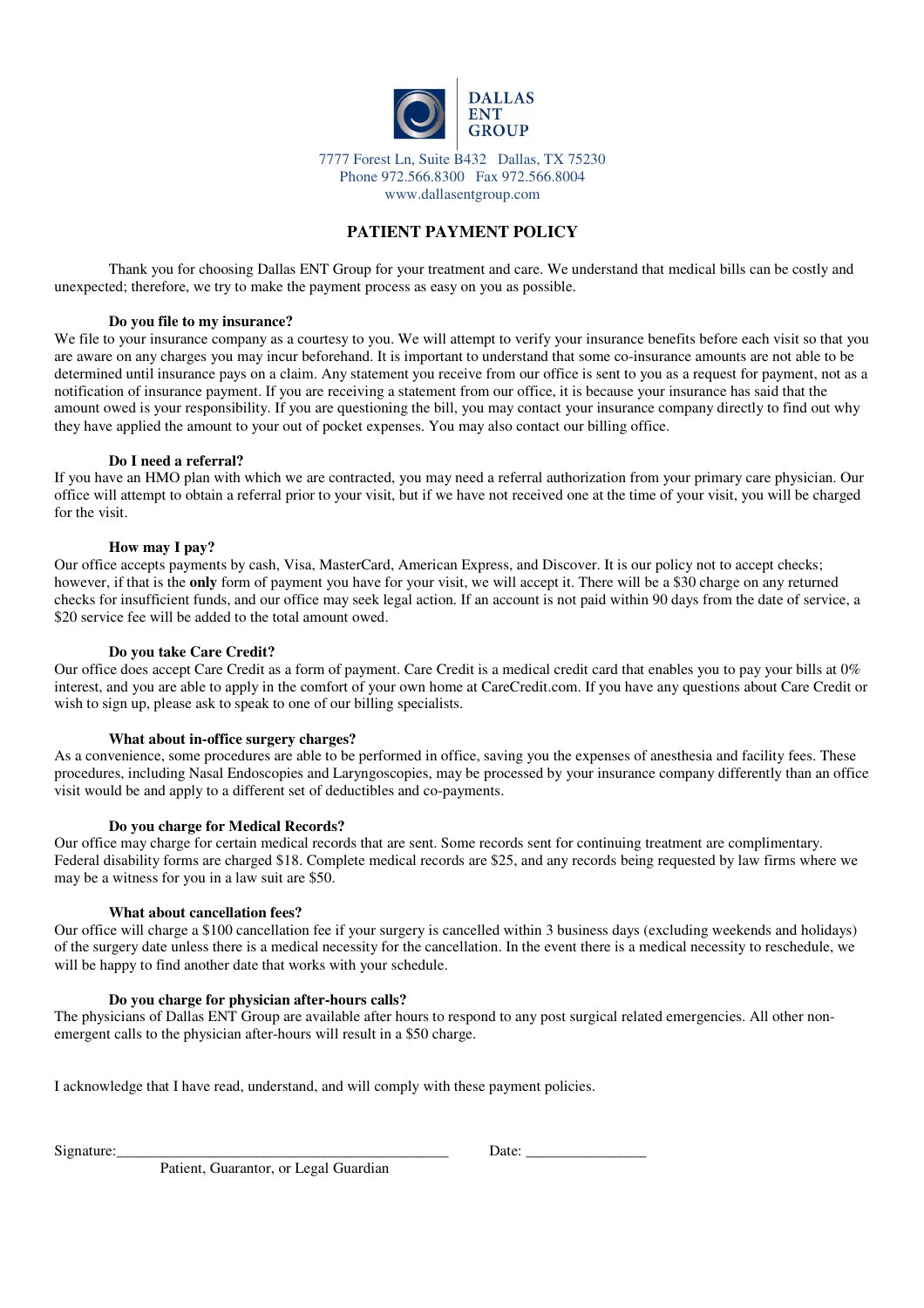**DALLAS ENT GROUP**

7777 Forest Ln, Suite B432 Dallas, TX 75230
Phone 972.566.8300 Fax 972.566.8004
www.dallasentgroup.com

# PATIENT PAYMENT POLICY

Thank you for choosing Dallas ENT Group for your treatment and care. We understand that medical bills can be costly and unexpected; therefore, we try to make the payment process as easy on you as possible.

### Do you file to my insurance?

We file to your insurance company as a courtesy to you. We will attempt to verify your insurance benefits before each visit so that you are aware on any charges you may incur beforehand. It is important to understand that some co-insurance amounts are not able to be determined until insurance pays on a claim. Any statement you receive from our office is sent to you as a request for payment, not as a notification of insurance payment. If you are receiving a statement from our office, it is because your insurance has said that the amount owed is your responsibility. If you are questioning the bill, you may contact your insurance company directly to find out why they have applied the amount to your out of pocket expenses. You may also contact our billing office.

### Do I need a referral?

If you have an HMO plan with which we are contracted, you may need a referral authorization from your primary care physician. Our office will attempt to obtain a referral prior to your visit, but if we have not received one at the time of your visit, you will be charged for the visit.

### How may I pay?

Our office accepts payments by cash, Visa, MasterCard, American Express, and Discover. It is our policy not to accept checks; however, if that is the **only** form of payment you have for your visit, we will accept it. There will be a $30 charge on any returned checks for insufficient funds, and our office may seek legal action. If an account is not paid within 90 days from the date of service, a $20 service fee will be added to the total amount owed.

### Do you take Care Credit?

Our office does accept Care Credit as a form of payment. Care Credit is a medical credit card that enables you to pay your bills at 0% interest, and you are able to apply in the comfort of your own home at CareCredit.com. If you have any questions about Care Credit or wish to sign up, please ask to speak to one of our billing specialists.

### What about in-office surgery charges?

As a convenience, some procedures are able to be performed in office, saving you the expenses of anesthesia and facility fees. These procedures, including Nasal Endoscopies and Laryngoscopies, may be processed by your insurance company differently than an office visit would be and apply to a different set of deductibles and co-payments.

### Do you charge for Medical Records?

Our office may charge for certain medical records that are sent. Some records sent for continuing treatment are complimentary. Federal disability forms are charged $18. Complete medical records are $25, and any records being requested by law firms where we may be a witness for you in a law suit are $50.

### What about cancellation fees?

Our office will charge a $100 cancellation fee if your surgery is cancelled within 3 business days (excluding weekends and holidays) of the surgery date unless there is a medical necessity for the cancellation. In the event there is a medical necessity to reschedule, we will be happy to find another date that works with your schedule.

### Do you charge for physician after-hours calls?

The physicians of Dallas ENT Group are available after hours to respond to any post surgical related emergencies. All other non-emergent calls to the physician after-hours will result in a $50 charge.

I acknowledge that I have read, understand, and will comply with these payment policies.

Signature:_____________________________________________ Date: ________________

Patient, Guarantor, or Legal Guardian